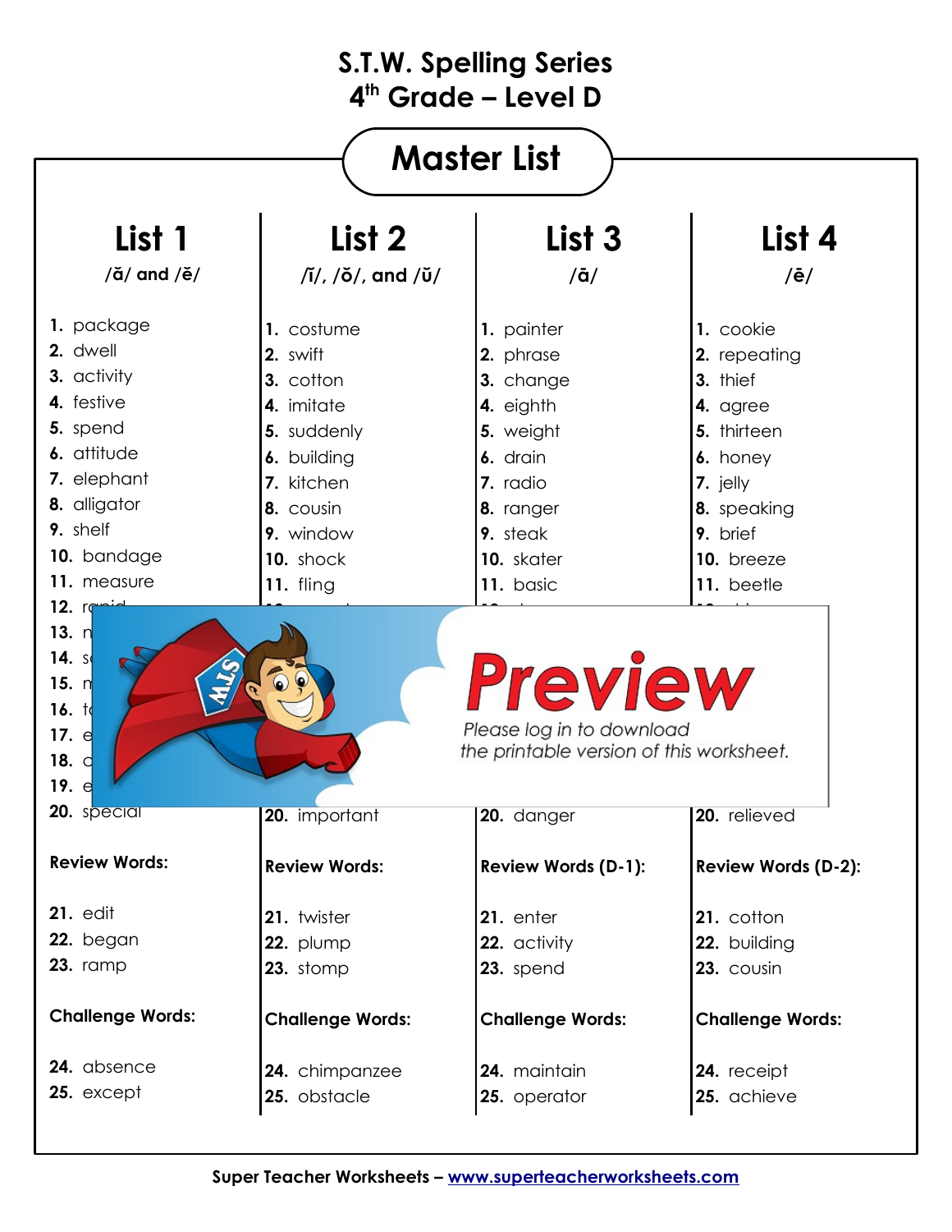# S.T.W. Spelling Series
## 4th Grade – Level D

## Master List

### List 1
/ă/ and /ĕ/

1. package
2. dwell
3. activity
4. festive
5. spend
6. attitude
7. elephant
8. alligator
9. shelf
10. bandage
11. measure
12. r
13. n
14. s
15. n
16. t
17. e
18. c
19. e
20. special

**Review Words:**

21. edit
22. began
23. ramp

**Challenge Words:**

24. absence
25. except

### List 2
/ĭ/, /ŏ/, and /ŭ/

1. costume
2. swift
3. cotton
4. imitate
5. suddenly
6. building
7. kitchen
8. cousin
9. window
10. shock
11. fling

20. important

**Review Words:**

21. twister
22. plump
23. stomp

**Challenge Words:**

24. chimpanzee
25. obstacle

### List 3
/ā/

1. painter
2. phrase
3. change
4. eighth
5. weight
6. drain
7. radio
8. ranger
9. steak
10. skater
11. basic

20. danger

**Review Words (D-1):**

21. enter
22. activity
23. spend

**Challenge Words:**

24. maintain
25. operator

### List 4
/ē/

1. cookie
2. repeating
3. thief
4. agree
5. thirteen
6. honey
7. jelly
8. speaking
9. brief
10. breeze
11. beetle

20. relieved

**Review Words (D-2):**

21. cotton
22. building
23. cousin

**Challenge Words:**

24. receipt
25. achieve

**Preview**

Please log in to download the printable version of this worksheet.

Super Teacher Worksheets – www.superteacherworksheets.com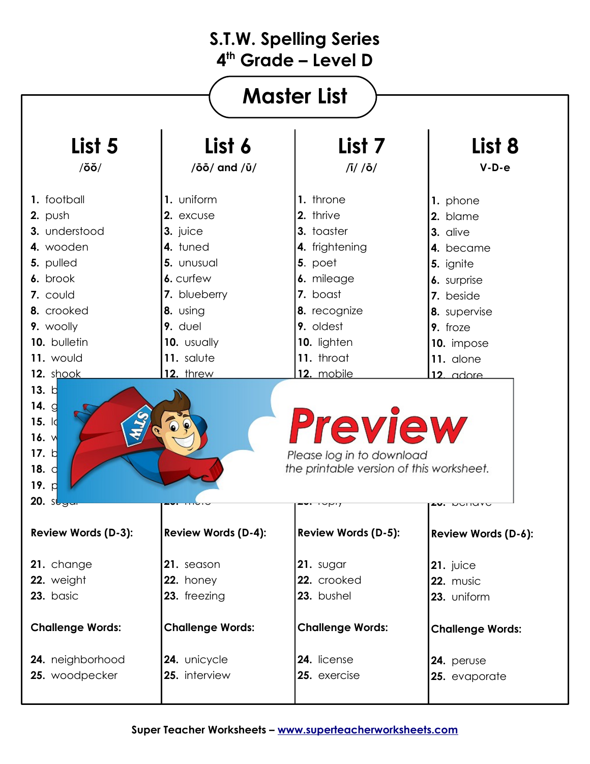# S.T.W. Spelling Series
## 4th Grade – Level D

## Master List

### List 5
/ŏŏ/

1. football
2. push
3. understood
4. wooden
5. pulled
6. brook
7. could
8. crooked
9. woolly
10. bulletin
11. would
12. shook

**Review Words (D-3):**

21. change
22. weight
23. basic

**Challenge Words:**

24. neighborhood
25. woodpecker

### List 6
/ōō/ and /ū/

1. uniform
2. excuse
3. juice
4. tuned
5. unusual
6. curfew
7. blueberry
8. using
9. duel
10. usually
11. salute
12. threw

**Review Words (D-4):**

21. season
22. honey
23. freezing

**Challenge Words:**

24. unicycle
25. interview

### List 7
/ī/ /ō/

1. throne
2. thrive
3. toaster
4. frightening
5. poet
6. mileage
7. boast
8. recognize
9. oldest
10. lighten
11. throat
12. mobile

**Review Words (D-5):**

21. sugar
22. crooked
23. bushel

**Challenge Words:**

24. license
25. exercise

### List 8
V-D-e

1. phone
2. blame
3. alive
4. became
5. ignite
6. surprise
7. beside
8. supervise
9. froze
10. impose
11. alone
12. adore

**Review Words (D-6):**

21. juice
22. music
23. uniform

**Challenge Words:**

24. peruse
25. evaporate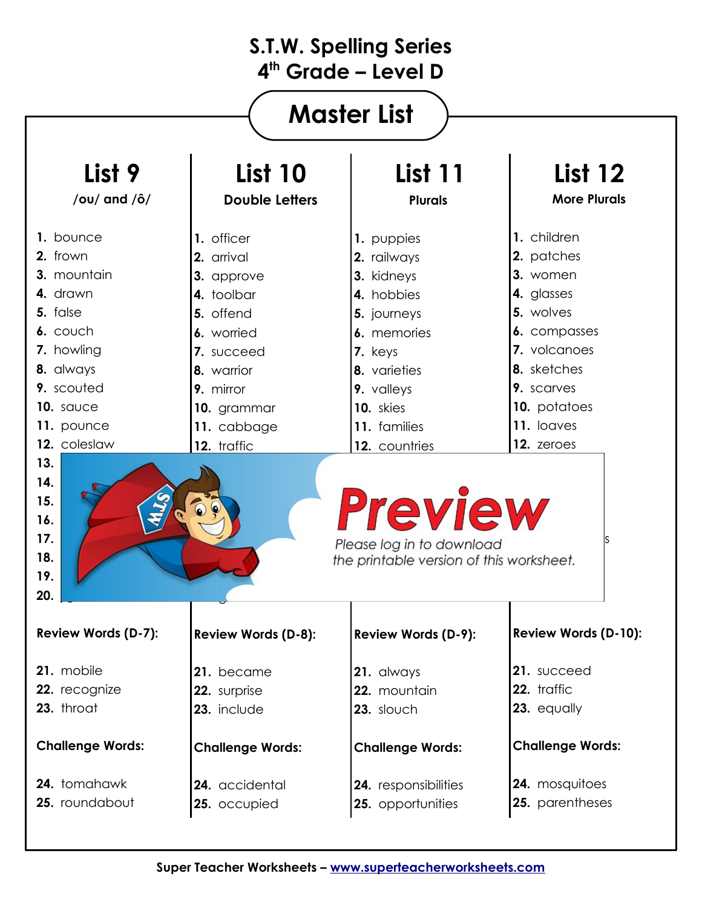# S.T.W. Spelling Series
## 4th Grade – Level D

## Master List

| List 9 | List 10 | List 11 | List 12 |
|---|---|---|---|
| /ou/ and /ô/ | Double Letters | Plurals | More Plurals |
| 1. bounce | 1. officer | 1. puppies | 1. children |
| 2. frown | 2. arrival | 2. railways | 2. patches |
| 3. mountain | 3. approve | 3. kidneys | 3. women |
| 4. drawn | 4. toolbar | 4. hobbies | 4. glasses |
| 5. false | 5. offend | 5. journeys | 5. wolves |
| 6. couch | 6. worried | 6. memories | 6. compasses |
| 7. howling | 7. succeed | 7. keys | 7. volcanoes |
| 8. always | 8. warrior | 8. varieties | 8. sketches |
| 9. scouted | 9. mirror | 9. valleys | 9. scarves |
| 10. sauce | 10. grammar | 10. skies | 10. potatoes |
| 11. pounce | 11. cabbage | 11. families | 11. loaves |
| 12. coleslaw | 12. traffic | 12. countries | 12. zeroes |
| 13. | | | |
| 14. | | | |
| 15. | | | |
| 16. | | | |
| 17. | | | |
| 18. | | | |
| 19. | | | |
| 20. | | | |
| **Review Words (D-7):** | **Review Words (D-8):** | **Review Words (D-9):** | **Review Words (D-10):** |
| 21. mobile | 21. became | 21. always | 21. succeed |
| 22. recognize | 22. surprise | 22. mountain | 22. traffic |
| 23. throat | 23. include | 23. slouch | 23. equally |
| **Challenge Words:** | **Challenge Words:** | **Challenge Words:** | **Challenge Words:** |
| 24. tomahawk | 24. accidental | 24. responsibilities | 24. mosquitoes |
| 25. roundabout | 25. occupied | 25. opportunities | 25. parentheses |

**Preview**

*Please log in to download the printable version of this worksheet.*

Super Teacher Worksheets – www.superteacherworksheets.com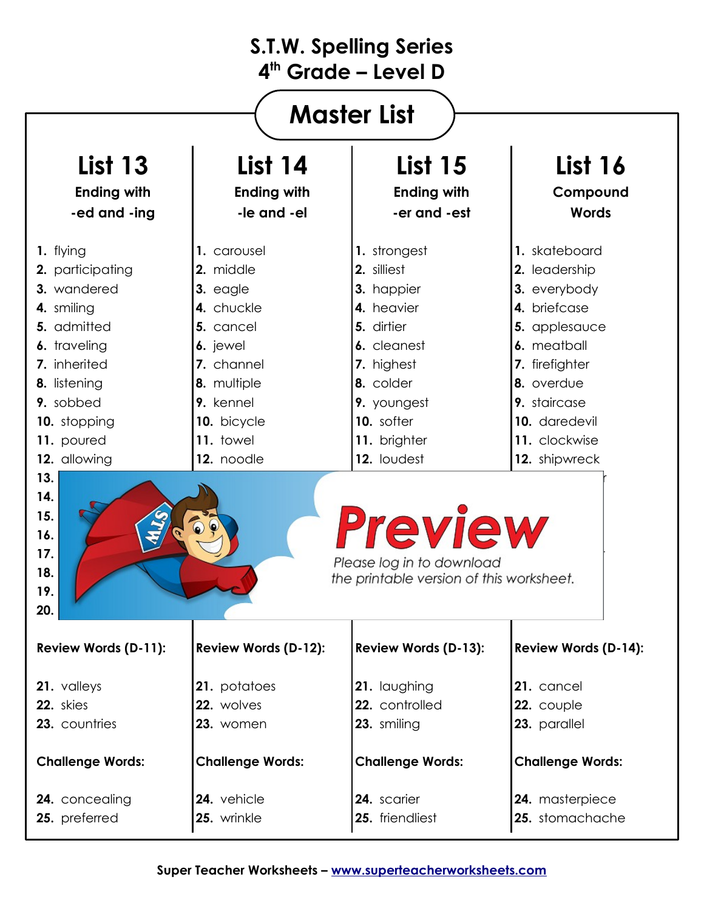# S.T.W. Spelling Series
## 4th Grade – Level D

## Master List

| List 13<br>Ending with -ed and -ing | List 14<br>Ending with -le and -el | List 15<br>Ending with -er and -est | List 16<br>Compound Words |
|---|---|---|---|
| 1. flying | 1. carousel | 1. strongest | 1. skateboard |
| 2. participating | 2. middle | 2. silliest | 2. leadership |
| 3. wandered | 3. eagle | 3. happier | 3. everybody |
| 4. smiling | 4. chuckle | 4. heavier | 4. briefcase |
| 5. admitted | 5. cancel | 5. dirtier | 5. applesauce |
| 6. traveling | 6. jewel | 6. cleanest | 6. meatball |
| 7. inherited | 7. channel | 7. highest | 7. firefighter |
| 8. listening | 8. multiple | 8. colder | 8. overdue |
| 9. sobbed | 9. kennel | 9. youngest | 9. staircase |
| 10. stopping | 10. bicycle | 10. softer | 10. daredevil |
| 11. poured | 11. towel | 11. brighter | 11. clockwise |
| 12. allowing | 12. noodle | 12. loudest | 12. shipwreck |
| 13. | | | |
| 14. | | | |
| 15. | | | |
| 16. | | | |
| 17. | | | |
| 18. | | | |
| 19. | | | |
| 20. | | | |
| **Review Words (D-11):** | **Review Words (D-12):** | **Review Words (D-13):** | **Review Words (D-14):** |
| 21. valleys | 21. potatoes | 21. laughing | 21. cancel |
| 22. skies | 22. wolves | 22. controlled | 22. couple |
| 23. countries | 23. women | 23. smiling | 23. parallel |
| **Challenge Words:** | **Challenge Words:** | **Challenge Words:** | **Challenge Words:** |
| 24. concealing | 24. vehicle | 24. scarier | 24. masterpiece |
| 25. preferred | 25. wrinkle | 25. friendliest | 25. stomachache |

Preview

Please log in to download the printable version of this worksheet.

Super Teacher Worksheets – www.superteacherworksheets.com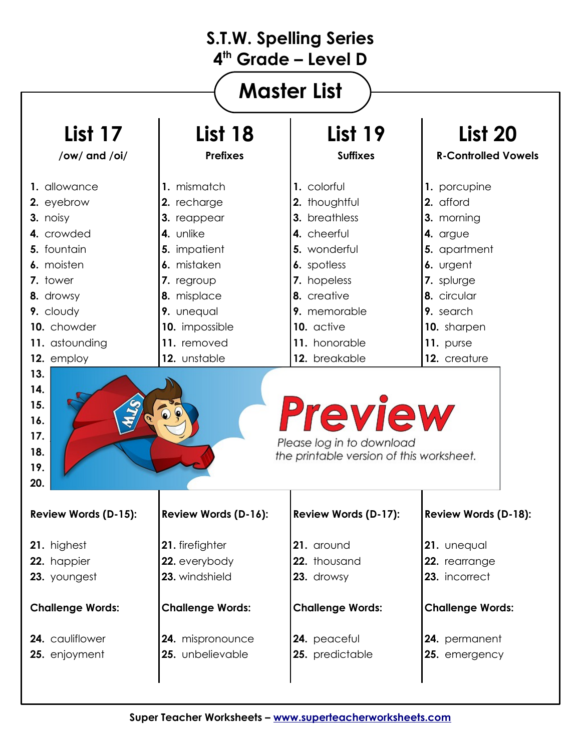# S.T.W. Spelling Series
## 4th Grade – Level D

## Master List

| List 17 | List 18 | List 19 | List 20 |
|---|---|---|---|
| /ow/ and /oi/ | Prefixes | Suffixes | R-Controlled Vowels |
| 1. allowance | 1. mismatch | 1. colorful | 1. porcupine |
| 2. eyebrow | 2. recharge | 2. thoughtful | 2. afford |
| 3. noisy | 3. reappear | 3. breathless | 3. morning |
| 4. crowded | 4. unlike | 4. cheerful | 4. argue |
| 5. fountain | 5. impatient | 5. wonderful | 5. apartment |
| 6. moisten | 6. mistaken | 6. spotless | 6. urgent |
| 7. tower | 7. regroup | 7. hopeless | 7. splurge |
| 8. drowsy | 8. misplace | 8. creative | 8. circular |
| 9. cloudy | 9. unequal | 9. memorable | 9. search |
| 10. chowder | 10. impossible | 10. active | 10. sharpen |
| 11. astounding | 11. removed | 11. honorable | 11. purse |
| 12. employ | 12. unstable | 12. breakable | 12. creature |
| 13. | | | |
| 14. | | | |
| 15. | | | |
| 16. | | | |
| 17. | | | |
| 18. | | | |
| 19. | | | |
| 20. | | | |
| **Review Words (D-15):** | **Review Words (D-16):** | **Review Words (D-17):** | **Review Words (D-18):** |
| 21. highest | 21. firefighter | 21. around | 21. unequal |
| 22. happier | 22. everybody | 22. thousand | 22. rearrange |
| 23. youngest | 23. windshield | 23. drowsy | 23. incorrect |
| **Challenge Words:** | **Challenge Words:** | **Challenge Words:** | **Challenge Words:** |
| 24. cauliflower | 24. mispronounce | 24. peaceful | 24. permanent |
| 25. enjoyment | 25. unbelievable | 25. predictable | 25. emergency |

Preview

Please log in to download the printable version of this worksheet.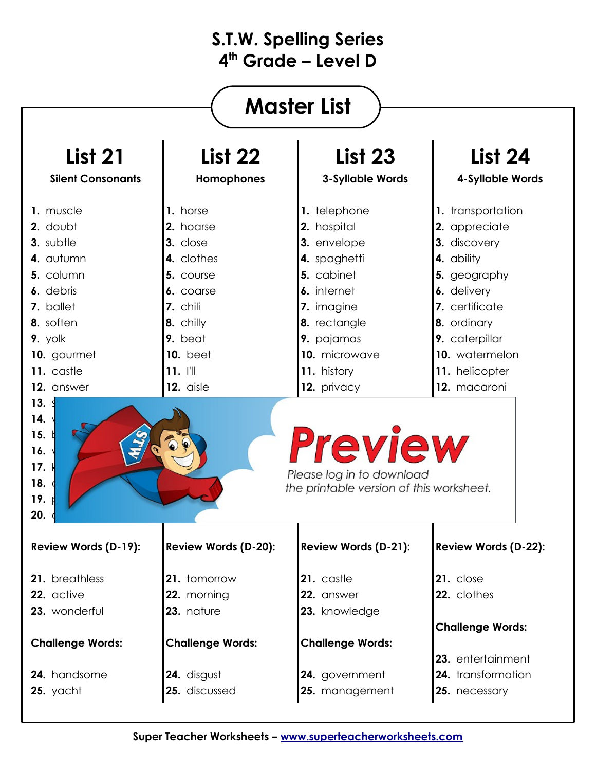# S.T.W. Spelling Series
## 4th Grade – Level D

## Master List

### List 21
**Silent Consonants**

1. muscle
2. doubt
3. subtle
4. autumn
5. column
6. debris
7. ballet
8. soften
9. yolk
10. gourmet
11. castle
12. answer
13. s
14. v
15. b
16. v
17. k
18. c
19. p
20. c

**Review Words (D-19):**

21. breathless
22. active
23. wonderful

**Challenge Words:**

24. handsome
25. yacht

### List 22
**Homophones**

1. horse
2. hoarse
3. close
4. clothes
5. course
6. coarse
7. chili
8. chilly
9. beat
10. beet
11. I'll
12. aisle

**Review Words (D-20):**

21. tomorrow
22. morning
23. nature

**Challenge Words:**

24. disgust
25. discussed

### List 23
**3-Syllable Words**

1. telephone
2. hospital
3. envelope
4. spaghetti
5. cabinet
6. internet
7. imagine
8. rectangle
9. pajamas
10. microwave
11. history
12. privacy

**Review Words (D-21):**

21. castle
22. answer
23. knowledge

**Challenge Words:**

24. government
25. management

### List 24
**4-Syllable Words**

1. transportation
2. appreciate
3. discovery
4. ability
5. geography
6. delivery
7. certificate
8. ordinary
9. caterpillar
10. watermelon
11. helicopter
12. macaroni

**Review Words (D-22):**

21. close
22. clothes

**Challenge Words:**

23. entertainment
24. transformation
25. necessary

**Preview**

*Please log in to download the printable version of this worksheet.*

Super Teacher Worksheets – www.superteacherworksheets.com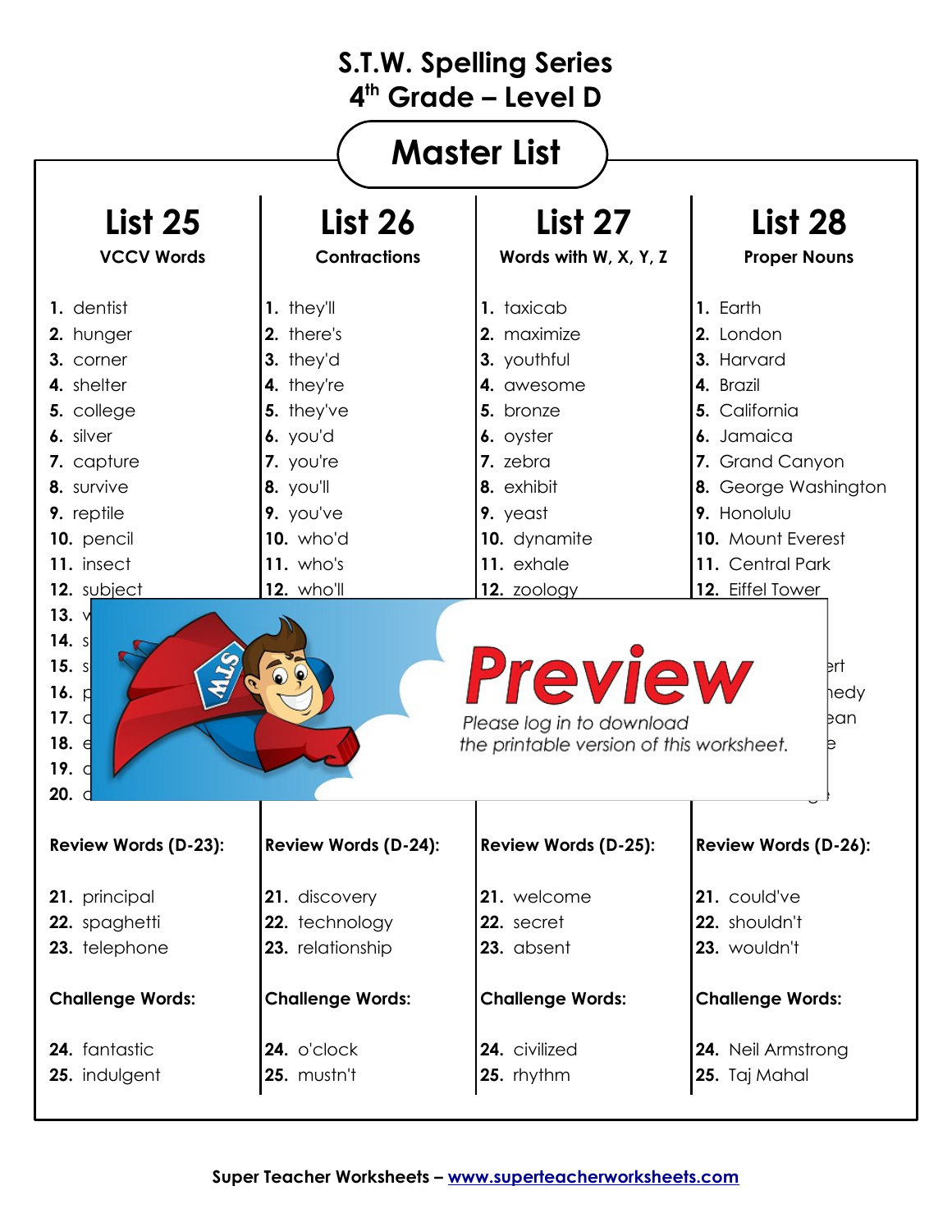# S.T.W. Spelling Series
## 4th Grade – Level D

## Master List

| List 25 | List 26 | List 27 | List 28 |
|---|---|---|---|
| **VCCV Words** | **Contractions** | **Words with W, X, Y, Z** | **Proper Nouns** |
| **1.** dentist | **1.** they'll | **1.** taxicab | **1.** Earth |
| **2.** hunger | **2.** there's | **2.** maximize | **2.** London |
| **3.** corner | **3.** they'd | **3.** youthful | **3.** Harvard |
| **4.** shelter | **4.** they're | **4.** awesome | **4.** Brazil |
| **5.** college | **5.** they've | **5.** bronze | **5.** California |
| **6.** silver | **6.** you'd | **6.** oyster | **6.** Jamaica |
| **7.** capture | **7.** you're | **7.** zebra | **7.** Grand Canyon |
| **8.** survive | **8.** you'll | **8.** exhibit | **8.** George Washington |
| **9.** reptile | **9.** you've | **9.** yeast | **9.** Honolulu |
| **10.** pencil | **10.** who'd | **10.** dynamite | **10.** Mount Everest |
| **11.** insect | **11.** who's | **11.** exhale | **11.** Central Park |
| **12.** subject | **12.** who'll | **12.** zoology | **12.** Eiffel Tower |
| **13.** v | | | |
| **14.** s | | | |
| **15.** s | | | ...rt |
| **16.** p | | | ...nedy |
| **17.** c | | | ...ean |
| **18.** e | | | ...e |
| **19.** c | | | |
| **20.** c | | | |
| **Review Words (D-23):** | **Review Words (D-24):** | **Review Words (D-25):** | **Review Words (D-26):** |
| **21.** principal | **21.** discovery | **21.** welcome | **21.** could've |
| **22.** spaghetti | **22.** technology | **22.** secret | **22.** shouldn't |
| **23.** telephone | **23.** relationship | **23.** absent | **23.** wouldn't |
| **Challenge Words:** | **Challenge Words:** | **Challenge Words:** | **Challenge Words:** |
| **24.** fantastic | **24.** o'clock | **24.** civilized | **24.** Neil Armstrong |
| **25.** indulgent | **25.** mustn't | **25.** rhythm | **25.** Taj Mahal |

Preview

Please log in to download the printable version of this worksheet.

Super Teacher Worksheets – www.superteacherworksheets.com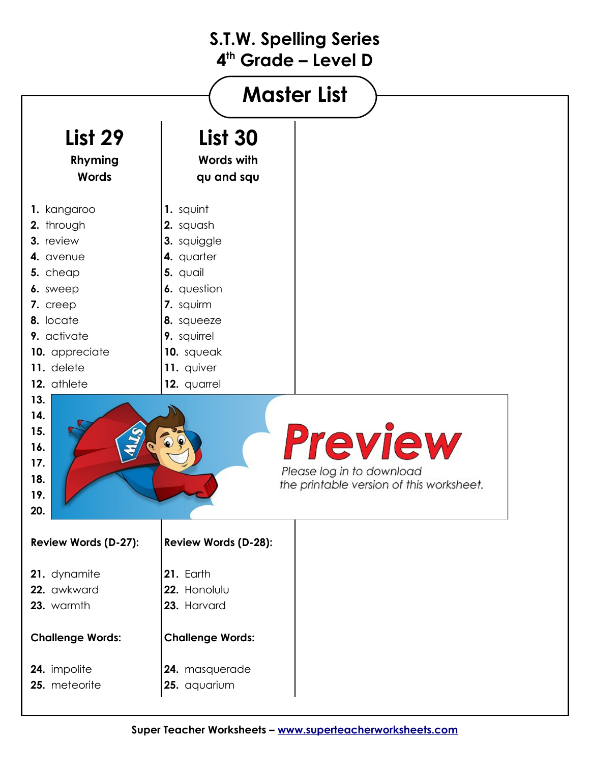# S.T.W. Spelling Series
## 4th Grade – Level D

## Master List

| List 29<br>Rhyming Words | List 30<br>Words with qu and squ |
|---|---|
| 1. kangaroo | 1. squint |
| 2. through | 2. squash |
| 3. review | 3. squiggle |
| 4. avenue | 4. quarter |
| 5. cheap | 5. quail |
| 6. sweep | 6. question |
| 7. creep | 7. squirm |
| 8. locate | 8. squeeze |
| 9. activate | 9. squirrel |
| 10. appreciate | 10. squeak |
| 11. delete | 11. quiver |
| 12. athlete | 12. quarrel |
| 13. | |
| 14. | |
| 15. | |
| 16. | |
| 17. | |
| 18. | |
| 19. | |
| 20. | |
| **Review Words (D-27):** | **Review Words (D-28):** |
| 21. dynamite | 21. Earth |
| 22. awkward | 22. Honolulu |
| 23. warmth | 23. Harvard |
| **Challenge Words:** | **Challenge Words:** |
| 24. impolite | 24. masquerade |
| 25. meteorite | 25. aquarium |

Preview

*Please log in to download the printable version of this worksheet.*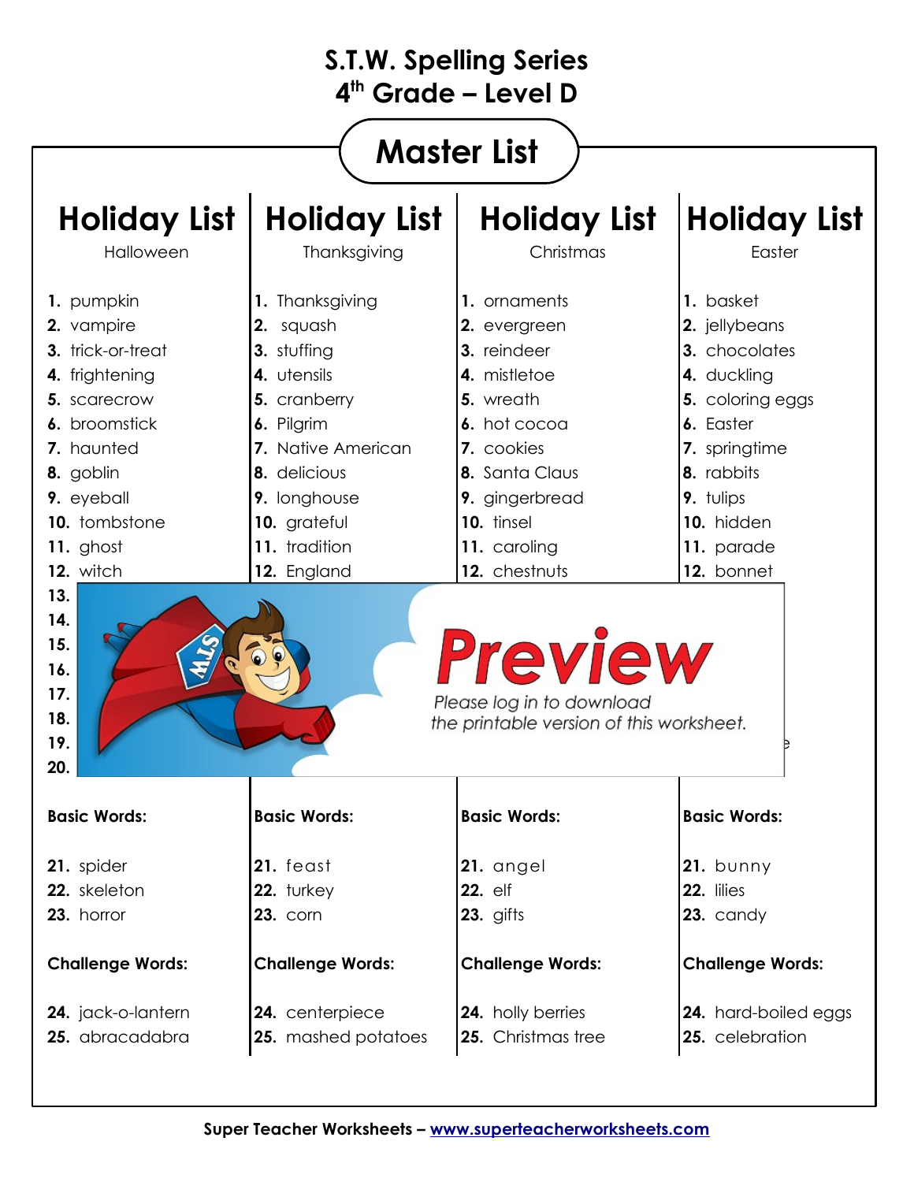# S.T.W. Spelling Series
# $4^{th}$ Grade – Level D

## Master List

| Holiday List | Holiday List | Holiday List | Holiday List |
|---|---|---|---|
| Halloween | Thanksgiving | Christmas | Easter |
| **1.** pumpkin | **1.** Thanksgiving | **1.** ornaments | **1.** basket |
| **2.** vampire | **2.** squash | **2.** evergreen | **2.** jellybeans |
| **3.** trick-or-treat | **3.** stuffing | **3.** reindeer | **3.** chocolates |
| **4.** frightening | **4.** utensils | **4.** mistletoe | **4.** duckling |
| **5.** scarecrow | **5.** cranberry | **5.** wreath | **5.** coloring eggs |
| **6.** broomstick | **6.** Pilgrim | **6.** hot cocoa | **6.** Easter |
| **7.** haunted | **7.** Native American | **7.** cookies | **7.** springtime |
| **8.** goblin | **8.** delicious | **8.** Santa Claus | **8.** rabbits |
| **9.** eyeball | **9.** longhouse | **9.** gingerbread | **9.** tulips |
| **10.** tombstone | **10.** grateful | **10.** tinsel | **10.** hidden |
| **11.** ghost | **11.** tradition | **11.** caroling | **11.** parade |
| **12.** witch | **12.** England | **12.** chestnuts | **12.** bonnet |
| **13.** | | | |
| **14.** | | | |
| **15.** | | | |
| **16.** | | | |
| **17.** | | | |
| **18.** | | | |
| **19.** | | | |
| **20.** | | | |
| **Basic Words:** | **Basic Words:** | **Basic Words:** | **Basic Words:** |
| **21.** spider | **21.** feast | **21.** angel | **21.** bunny |
| **22.** skeleton | **22.** turkey | **22.** elf | **22.** lilies |
| **23.** horror | **23.** corn | **23.** gifts | **23.** candy |
| **Challenge Words:** | **Challenge Words:** | **Challenge Words:** | **Challenge Words:** |
| **24.** jack-o-lantern | **24.** centerpiece | **24.** holly berries | **24.** hard-boiled eggs |
| **25.** abracadabra | **25.** mashed potatoes | **25.** Christmas tree | **25.** celebration |

**Preview**
*Please log in to download the printable version of this worksheet.*

**Super Teacher Worksheets – www.superteacherworksheets.com**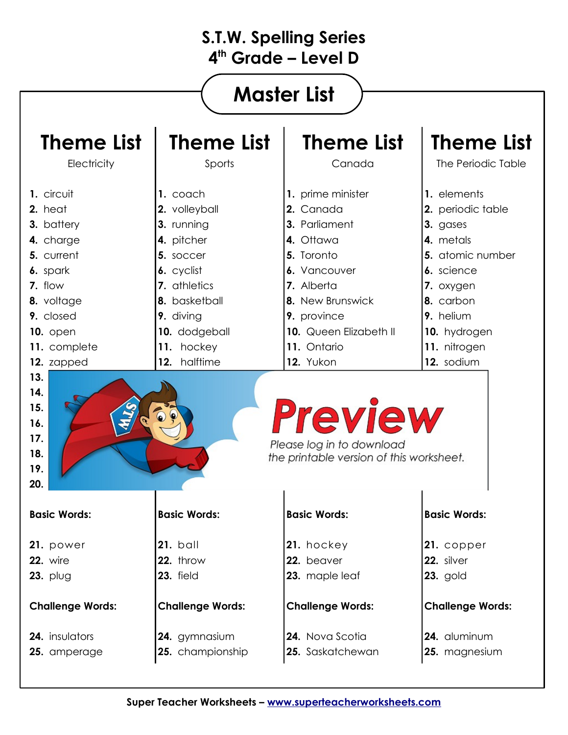# S.T.W. Spelling Series
## 4th Grade – Level D

## Master List

### Theme List
Electricity

1. circuit
2. heat
3. battery
4. charge
5. current
6. spark
7. flow
8. voltage
9. closed
10. open
11. complete
12. zapped
13.
14.
15.
16.
17.
18.
19.
20.

**Basic Words:**

21. power
22. wire
23. plug

**Challenge Words:**

24. insulators
25. amperage

### Theme List
Sports

1. coach
2. volleyball
3. running
4. pitcher
5. soccer
6. cyclist
7. athletics
8. basketball
9. diving
10. dodgeball
11. hockey
12. halftime

**Basic Words:**

21. ball
22. throw
23. field

**Challenge Words:**

24. gymnasium
25. championship

### Theme List
Canada

1. prime minister
2. Canada
3. Parliament
4. Ottawa
5. Toronto
6. Vancouver
7. Alberta
8. New Brunswick
9. province
10. Queen Elizabeth II
11. Ontario
12. Yukon

**Basic Words:**

21. hockey
22. beaver
23. maple leaf

**Challenge Words:**

24. Nova Scotia
25. Saskatchewan

### Theme List
The Periodic Table

1. elements
2. periodic table
3. gases
4. metals
5. atomic number
6. science
7. oxygen
8. carbon
9. helium
10. hydrogen
11. nitrogen
12. sodium

**Basic Words:**

21. copper
22. silver
23. gold

**Challenge Words:**

24. aluminum
25. magnesium

Preview

*Please log in to download the printable version of this worksheet.*